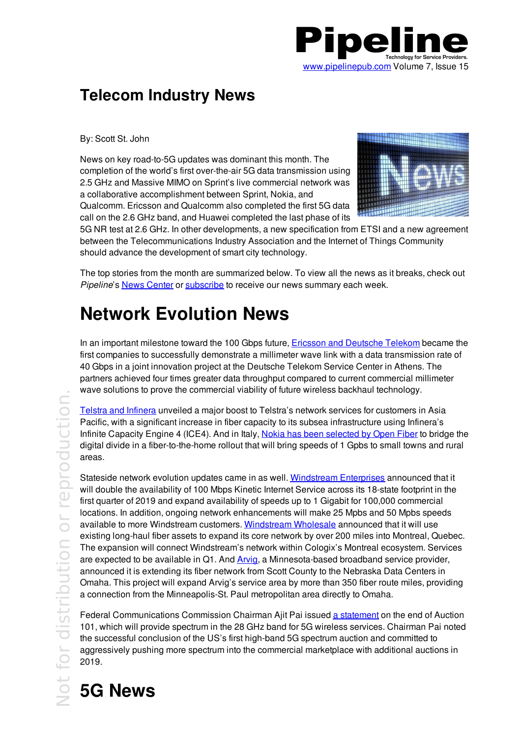# Telecom Industry News

By: Scott St. John

News on key road-to-5G updates was dominant this month. The completion of the world's first over-the-air 5G data transmission using 2.5 GHz and Massive MIMO on Sprint's live commercial network was a collaborative accomplishment between Sprint, Nokia, and Qualcomm. Ericsson and Qualcomm also completed the first 5G data call on the 2.6 GHz band, and Huawei completed the last phase of its 5G NR test at 2.6 GHz. In other developments, a new specification from ETSI and a new agreement between the Telecommunications Industry Association and the Internet of Things Community should advance the development of smart city technology.

The top stories from the month are summarized below. To view all the news as it breaks, check out *Pipeline*'s News Center or subscribe to receive our news summary each week.

# Network Evolution News

In an important milestone toward the 100 Gbps future, Ericsson and Deutsche Telekom became the first companies to successfully demonstrate a millimeter wave link with a data transmission rate of 40 Gbps in a joint innovation project at the Deutsche Telekom Service Center in Athens. The partners achieved four times greater data throughput compared to current commercial millimeter wave solutions to prove the commercial viability of future wireless backhaul technology.

Telstra and Infinera unveiled a major boost to Telstra's network services for customers in Asia Pacific, with a significant increase in fiber capacity to its subsea infrastructure using Infinera's Infinite Capacity Engine 4 (ICE4). And in Italy, Nokia has been selected by Open Fiber to bridge the digital divide in a fiber-to-the-home rollout that will bring speeds of 1 Gpbs to small towns and rural areas.

Stateside network evolution updates came in as well. Windstream Enterprises announced that it will double the availability of 100 Mbps Kinetic Internet Service across its 18-state footprint in the first quarter of 2019 and expand availability of speeds up to 1 Gigabit for 100,000 commercial locations. In addition, ongoing network enhancements will make 25 Mpbs and 50 Mpbs speeds available to more Windstream customers. Windstream Wholesale announced that it will use existing long-haul fiber assets to expand its core network by over 200 miles into Montreal, Quebec. The expansion will connect Windstream's network within Cologix's Montreal ecosystem. Services are expected to be available in Q1. And Arvig, a Minnesota-based broadband service provider, announced it is extending its fiber network from Scott County to the Nebraska Data Centers in Omaha. This project will expand Arvig's service area by more than 350 fiber route miles, providing a connection from the Minneapolis-St. Paul metropolitan area directly to Omaha.

Federal Communications Commission Chairman Ajit Pai issued a statement on the end of Auction 101, which will provide spectrum in the 28 GHz band for 5G wireless services. Chairman Pai noted the successful conclusion of the US's first high-band 5G spectrum auction and committed to aggressively pushing more spectrum into the commercial marketplace with additional auctions in 2019.

# 5G News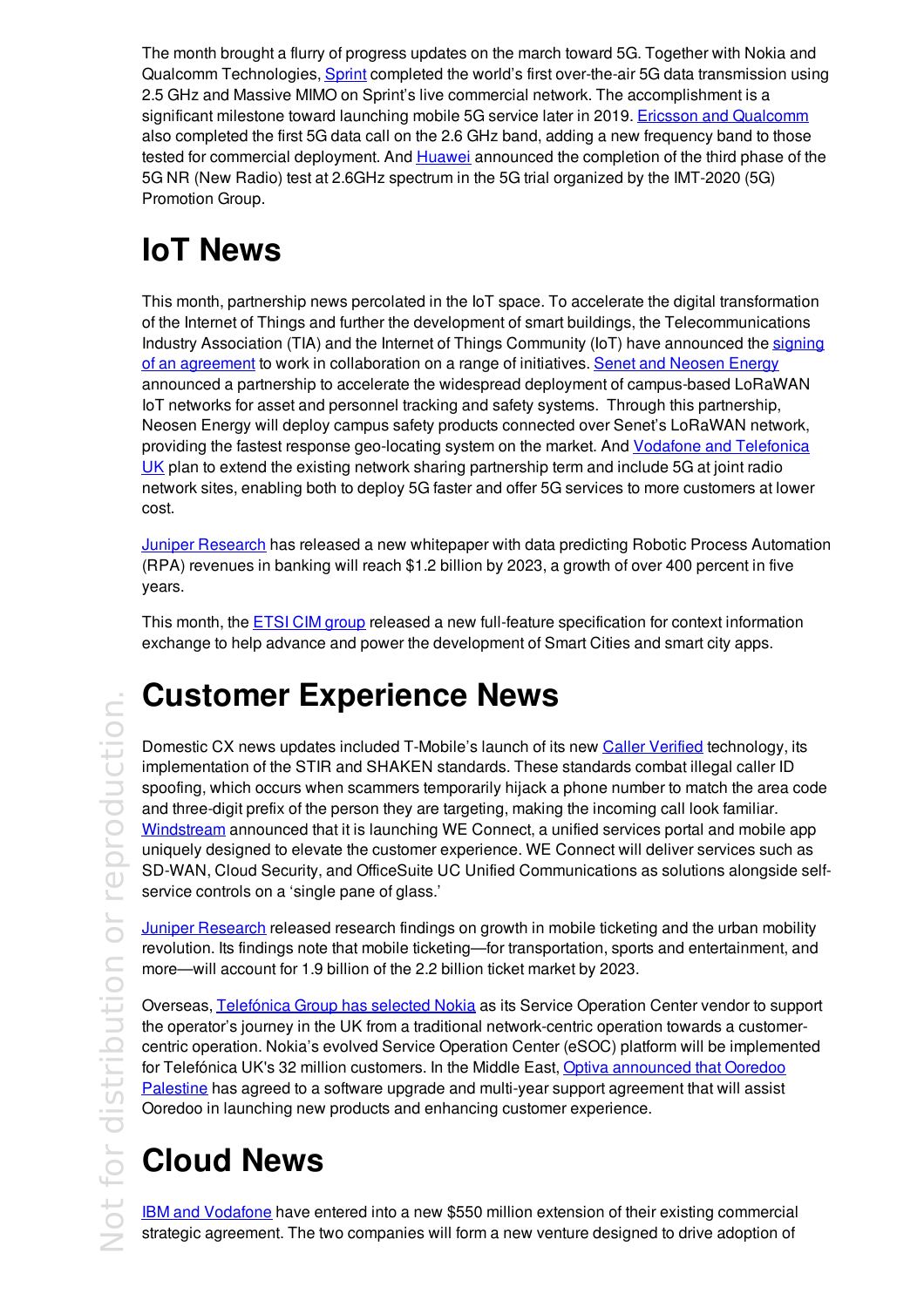The month brought a flurry of progress updates on the march toward 5G. Together with Nokia and Qualcomm Technologies, Sprint completed the world's first over-the-air 5G data transmission using 2.5 GHz and Massive MIMO on Sprint's live commercial network. The accomplishment is a significant milestone toward launching mobile 5G service later in 2019. Ericsson and Qualcomm also completed the first 5G data call on the 2.6 GHz band, adding a new frequency band to those tested for commercial deployment. And Huawei announced the completion of the third phase of the 5G NR (New Radio) test at 2.6GHz spectrum in the 5G trial organized by the IMT-2020 (5G) Promotion Group.

# IoT News

This month, partnership news percolated in the IoT space. To accelerate the digital transformation of the Internet of Things and further the development of smart buildings, the Telecommunications Industry Association (TIA) and the Internet of Things Community (IoT) have announced the signing of an agreement to work in collaboration on a range of initiatives. Senet and Neosen Energy announced a partnership to accelerate the widespread deployment of campus-based LoRaWAN IoT networks for asset and personnel tracking and safety systems. Through this partnership, Neosen Energy will deploy campus safety products connected over Senet's LoRaWAN network, providing the fastest response geo-locating system on the market. And Vodafone and Telefonica UK plan to extend the existing network sharing partnership term and include 5G at joint radio network sites, enabling both to deploy 5G faster and offer 5G services to more customers at lower cost.

Juniper Research has released a new whitepaper with data predicting Robotic Process Automation (RPA) revenues in banking will reach $1.2 billion by 2023, a growth of over 400 percent in five years.

This month, the ETSI CIM group released a new full-feature specification for context information exchange to help advance and power the development of Smart Cities and smart city apps.

# Customer Experience News

Domestic CX news updates included T-Mobile's launch of its new Caller Verified technology, its implementation of the STIR and SHAKEN standards. These standards combat illegal caller ID spoofing, which occurs when scammers temporarily hijack a phone number to match the area code and three-digit prefix of the person they are targeting, making the incoming call look familiar. Windstream announced that it is launching WE Connect, a unified services portal and mobile app uniquely designed to elevate the customer experience. WE Connect will deliver services such as SD-WAN, Cloud Security, and OfficeSuite UC Unified Communications as solutions alongside self-service controls on a 'single pane of glass.'

Juniper Research released research findings on growth in mobile ticketing and the urban mobility revolution. Its findings note that mobile ticketing—for transportation, sports and entertainment, and more—will account for 1.9 billion of the 2.2 billion ticket market by 2023.

Overseas, Telefónica Group has selected Nokia as its Service Operation Center vendor to support the operator's journey in the UK from a traditional network-centric operation towards a customer-centric operation. Nokia's evolved Service Operation Center (eSOC) platform will be implemented for Telefónica UK's 32 million customers. In the Middle East, Optiva announced that Ooredoo Palestine has agreed to a software upgrade and multi-year support agreement that will assist Ooredoo in launching new products and enhancing customer experience.

# Cloud News

IBM and Vodafone have entered into a new $550 million extension of their existing commercial strategic agreement. The two companies will form a new venture designed to drive adoption of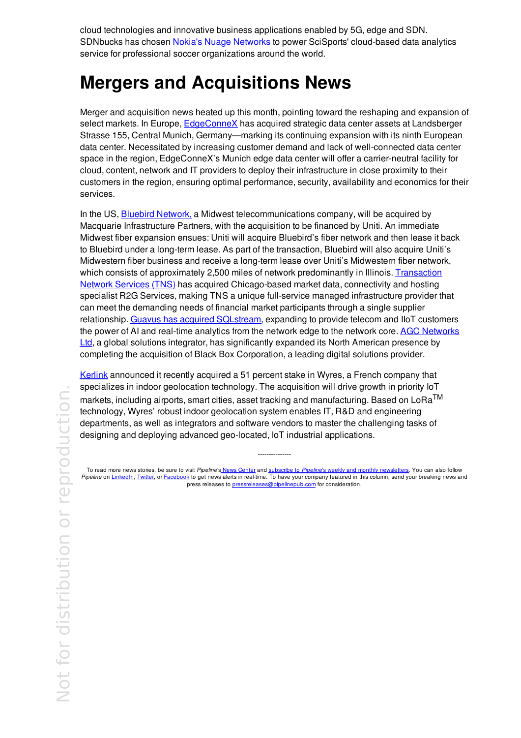cloud technologies and innovative business applications enabled by 5G, edge and SDN. SDNbucks has chosen Nokia's Nuage Networks to power SciSports' cloud-based data analytics service for professional soccer organizations around the world.

# Mergers and Acquisitions News

Merger and acquisition news heated up this month, pointing toward the reshaping and expansion of select markets. In Europe, EdgeConneX has acquired strategic data center assets at Landsberger Strasse 155, Central Munich, Germany—marking its continuing expansion with its ninth European data center. Necessitated by increasing customer demand and lack of well-connected data center space in the region, EdgeConneX's Munich edge data center will offer a carrier-neutral facility for cloud, content, network and IT providers to deploy their infrastructure in close proximity to their customers in the region, ensuring optimal performance, security, availability and economics for their services.

In the US, Bluebird Network, a Midwest telecommunications company, will be acquired by Macquarie Infrastructure Partners, with the acquisition to be financed by Uniti. An immediate Midwest fiber expansion ensues: Uniti will acquire Bluebird's fiber network and then lease it back to Bluebird under a long-term lease. As part of the transaction, Bluebird will also acquire Uniti's Midwestern fiber business and receive a long-term lease over Uniti's Midwestern fiber network, which consists of approximately 2,500 miles of network predominantly in Illinois. Transaction Network Services (TNS) has acquired Chicago-based market data, connectivity and hosting specialist R2G Services, making TNS a unique full-service managed infrastructure provider that can meet the demanding needs of financial market participants through a single supplier relationship. Guavus has acquired SQLstream, expanding to provide telecom and IIoT customers the power of AI and real-time analytics from the network edge to the network core. AGC Networks Ltd, a global solutions integrator, has significantly expanded its North American presence by completing the acquisition of Black Box Corporation, a leading digital solutions provider.

Kerlink announced it recently acquired a 51 percent stake in Wyres, a French company that specializes in indoor geolocation technology. The acquisition will drive growth in priority IoT markets, including airports, smart cities, asset tracking and manufacturing. Based on LoRa™ technology, Wyres' robust indoor geolocation system enables IT, R&D and engineering departments, as well as integrators and software vendors to master the challenging tasks of designing and deploying advanced geo-located, IoT industrial applications.

--------------

To read more news stories, be sure to visit *Pipeline*'s News Center and subscribe to *Pipeline*'s weekly and monthly newsletters. You can also follow *Pipeline* on LinkedIn, Twitter, or Facebook to get news alerts in real-time. To have your company featured in this column, send your breaking news and press releases to pressreleases@pipelinepub.com for consideration.